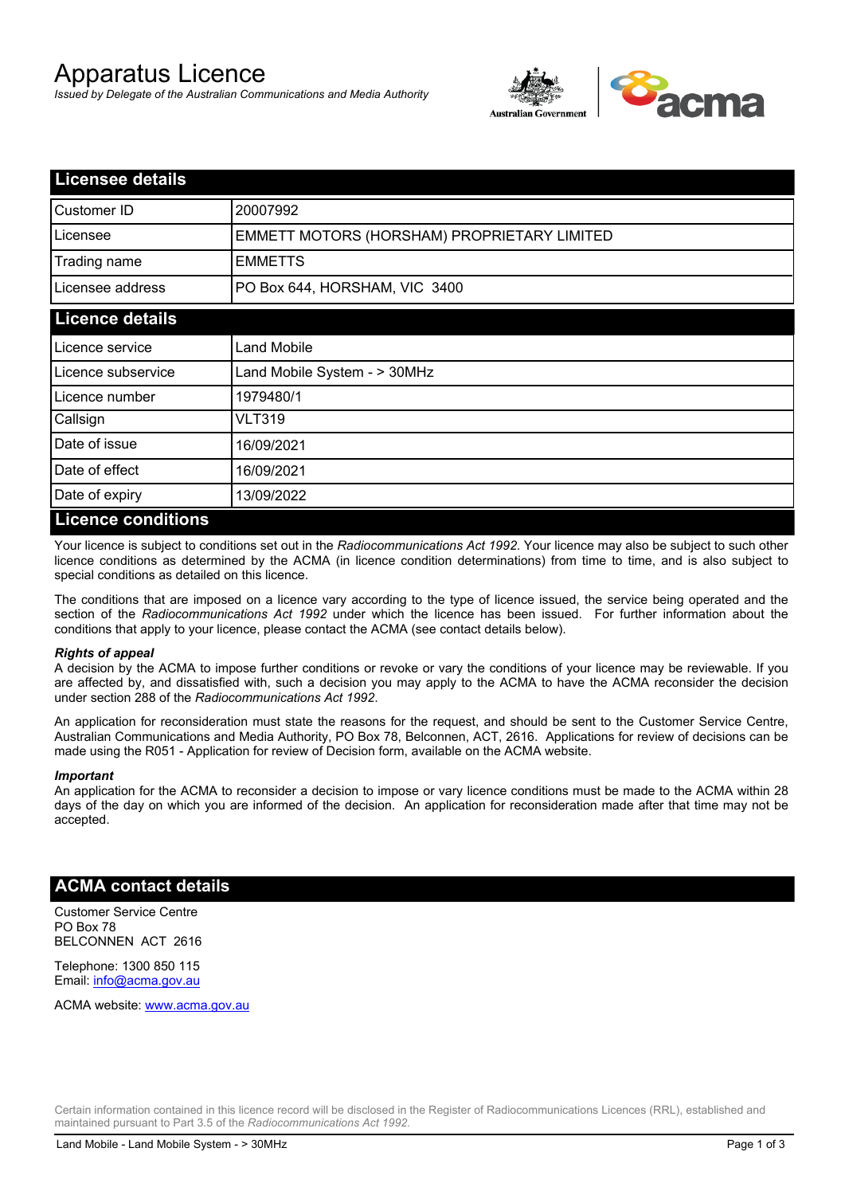# Apparatus Licence

*Issued by Delegate of the Australian Communications and Media Authority*

## Licensee details

| | |
|---|---|
| Customer ID | 20007992 |
| Licensee | EMMETT MOTORS (HORSHAM) PROPRIETARY LIMITED |
| Trading name | EMMETTS |
| Licensee address | PO Box 644, HORSHAM, VIC 3400 |

## Licence details

| | |
|---|---|
| Licence service | Land Mobile |
| Licence subservice | Land Mobile System - > 30MHz |
| Licence number | 1979480/1 |
| Callsign | VLT319 |
| Date of issue | 16/09/2021 |
| Date of effect | 16/09/2021 |
| Date of expiry | 13/09/2022 |

## Licence conditions

Your licence is subject to conditions set out in the *Radiocommunications Act 1992*. Your licence may also be subject to such other licence conditions as determined by the ACMA (in licence condition determinations) from time to time, and is also subject to special conditions as detailed on this licence.

The conditions that are imposed on a licence vary according to the type of licence issued, the service being operated and the section of the *Radiocommunications Act 1992* under which the licence has been issued. For further information about the conditions that apply to your licence, please contact the ACMA (see contact details below).

***Rights of appeal***

A decision by the ACMA to impose further conditions or revoke or vary the conditions of your licence may be reviewable. If you are affected by, and dissatisfied with, such a decision you may apply to the ACMA to have the ACMA reconsider the decision under section 288 of the *Radiocommunications Act 1992*.

An application for reconsideration must state the reasons for the request, and should be sent to the Customer Service Centre, Australian Communications and Media Authority, PO Box 78, Belconnen, ACT, 2616. Applications for review of decisions can be made using the R051 - Application for review of Decision form, available on the ACMA website.

***Important***

An application for the ACMA to reconsider a decision to impose or vary licence conditions must be made to the ACMA within 28 days of the day on which you are informed of the decision. An application for reconsideration made after that time may not be accepted.

## ACMA contact details

Customer Service Centre
PO Box 78
BELCONNEN ACT 2616

Telephone: 1300 850 115
Email: info@acma.gov.au

ACMA website: www.acma.gov.au

Certain information contained in this licence record will be disclosed in the Register of Radiocommunications Licences (RRL), established and maintained pursuant to Part 3.5 of the *Radiocommunications Act 1992.*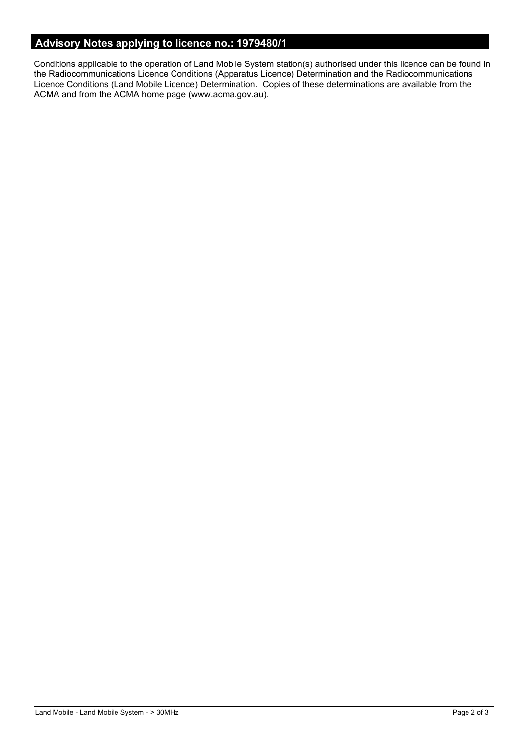## Advisory Notes applying to licence no.: 1979480/1

Conditions applicable to the operation of Land Mobile System station(s) authorised under this licence can be found in the Radiocommunications Licence Conditions (Apparatus Licence) Determination and the Radiocommunications Licence Conditions (Land Mobile Licence) Determination. Copies of these determinations are available from the ACMA and from the ACMA home page (www.acma.gov.au).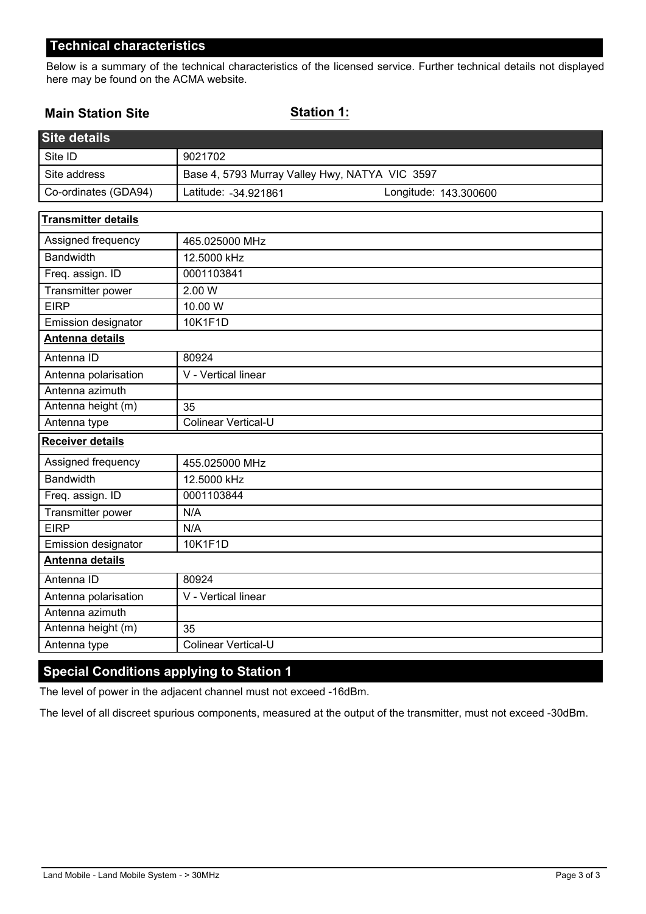## Technical characteristics

Below is a summary of the technical characteristics of the licensed service. Further technical details not displayed here may be found on the ACMA website.

**Main Station Site** **Station 1:**

| Site details | |
|---|---|
| Site ID | 9021702 |
| Site address | Base 4, 5793 Murray Valley Hwy, NATYA VIC 3597 |
| Co-ordinates (GDA94) | Latitude: -34.921861 Longitude: 143.300600 |

| Transmitter details | |
|---|---|
| Assigned frequency | 465.025000 MHz |
| Bandwidth | 12.5000 kHz |
| Freq. assign. ID | 0001103841 |
| Transmitter power | 2.00 W |
| EIRP | 10.00 W |
| Emission designator | 10K1F1D |
| **Antenna details** | |
| Antenna ID | 80924 |
| Antenna polarisation | V - Vertical linear |
| Antenna azimuth | |
| Antenna height (m) | 35 |
| Antenna type | Colinear Vertical-U |

| Receiver details | |
|---|---|
| Assigned frequency | 455.025000 MHz |
| Bandwidth | 12.5000 kHz |
| Freq. assign. ID | 0001103844 |
| Transmitter power | N/A |
| EIRP | N/A |
| Emission designator | 10K1F1D |
| **Antenna details** | |
| Antenna ID | 80924 |
| Antenna polarisation | V - Vertical linear |
| Antenna azimuth | |
| Antenna height (m) | 35 |
| Antenna type | Colinear Vertical-U |

## Special Conditions applying to Station 1

The level of power in the adjacent channel must not exceed -16dBm.

The level of all discreet spurious components, measured at the output of the transmitter, must not exceed -30dBm.